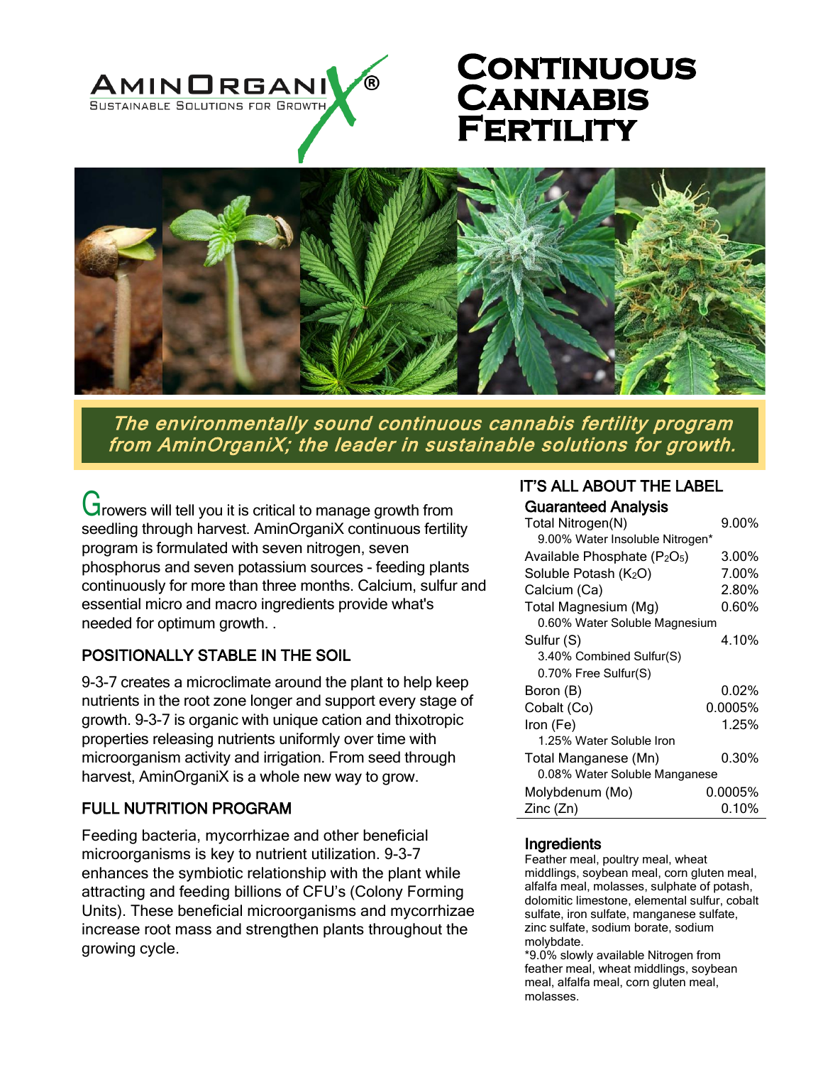AMINORGANIX®

SUSTAINABLE SOLUTIONS FOR GROWTH

# Continuous Cannabis Fertility

*The environmentally sound continuous cannabis fertility program from AminOrganiX; the leader in sustainable solutions for growth.*

Growers will tell you it is critical to manage growth from seedling through harvest. AminOrganiX continuous fertility program is formulated with seven nitrogen, seven phosphorus and seven potassium sources - feeding plants continuously for more than three months. Calcium, sulfur and essential micro and macro ingredients provide what's needed for optimum growth. .

## POSITIONALLY STABLE IN THE SOIL

9-3-7 creates a microclimate around the plant to help keep nutrients in the root zone longer and support every stage of growth. 9-3-7 is organic with unique cation and thixotropic properties releasing nutrients uniformly over time with microorganism activity and irrigation. From seed through harvest, AminOrganiX is a whole new way to grow.

## FULL NUTRITION PROGRAM

Feeding bacteria, mycorrhizae and other beneficial microorganisms is key to nutrient utilization. 9-3-7 enhances the symbiotic relationship with the plant while attracting and feeding billions of CFU's (Colony Forming Units). These beneficial microorganisms and mycorrhizae increase root mass and strengthen plants throughout the growing cycle.

## IT'S ALL ABOUT THE LABEL

### Guaranteed Analysis

| | |
|---|---|
| Total Nitrogen(N) | 9.00% |
| 9.00% Water Insoluble Nitrogen* | |
| Available Phosphate ($P_2O_5$) | 3.00% |
| Soluble Potash ($K_2O$) | 7.00% |
| Calcium (Ca) | 2.80% |
| Total Magnesium (Mg) | 0.60% |
| 0.60% Water Soluble Magnesium | |
| Sulfur (S) | 4.10% |
| 3.40% Combined Sulfur(S) | |
| 0.70% Free Sulfur(S) | |
| Boron (B) | 0.02% |
| Cobalt (Co) | 0.0005% |
| Iron (Fe) | 1.25% |
| 1.25% Water Soluble Iron | |
| Total Manganese (Mn) | 0.30% |
| 0.08% Water Soluble Manganese | |
| Molybdenum (Mo) | 0.0005% |
| Zinc (Zn) | 0.10% |

### Ingredients

Feather meal, poultry meal, wheat middlings, soybean meal, corn gluten meal, alfalfa meal, molasses, sulphate of potash, dolomitic limestone, elemental sulfur, cobalt sulfate, iron sulfate, manganese sulfate, zinc sulfate, sodium borate, sodium molybdate.

*9.0% slowly available Nitrogen from feather meal, wheat middlings, soybean meal, alfalfa meal, corn gluten meal, molasses.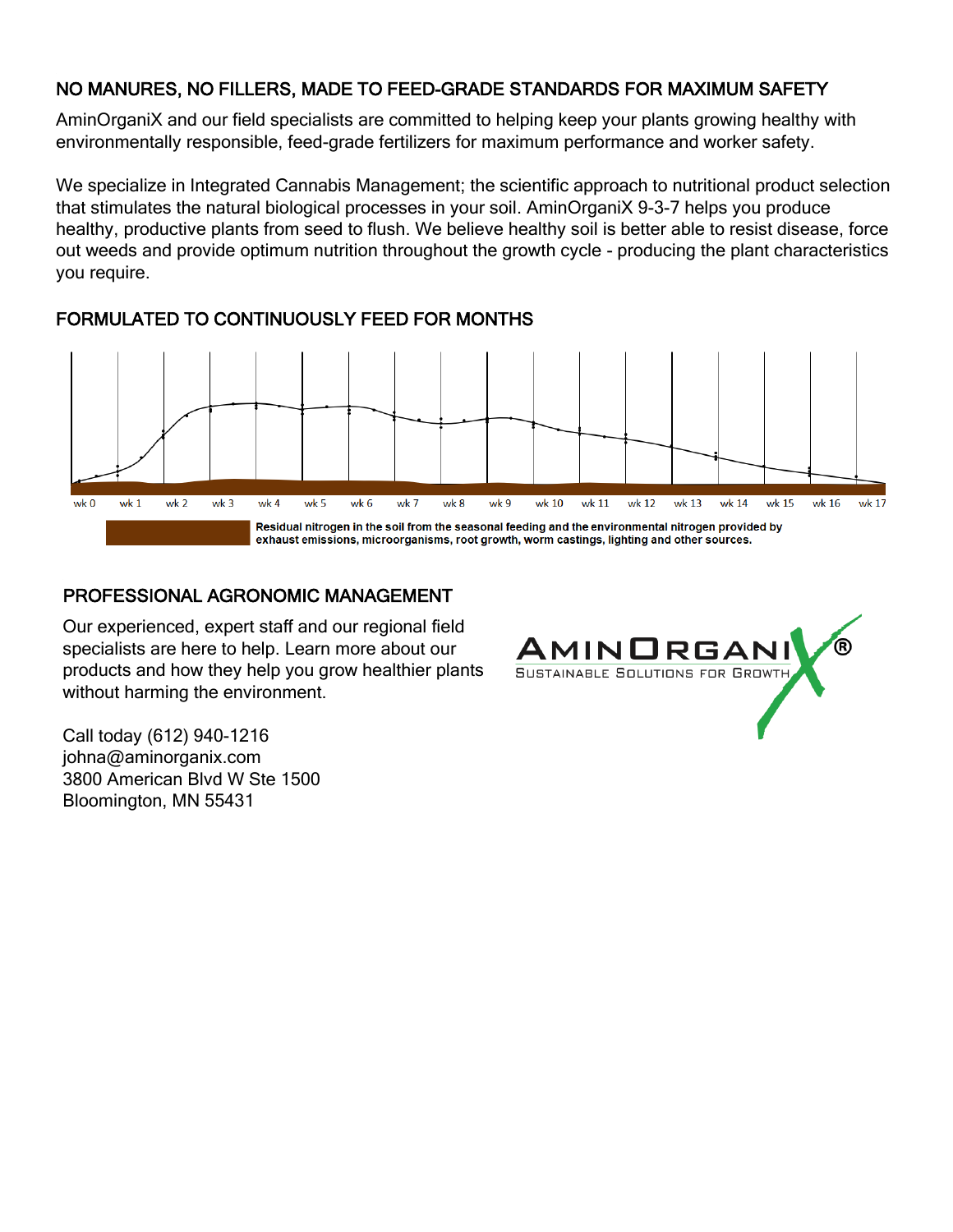## NO MANURES, NO FILLERS, MADE TO FEED-GRADE STANDARDS FOR MAXIMUM SAFETY

AminOrganiX and our field specialists are committed to helping keep your plants growing healthy with environmentally responsible, feed-grade fertilizers for maximum performance and worker safety.

We specialize in Integrated Cannabis Management; the scientific approach to nutritional product selection that stimulates the natural biological processes in your soil. AminOrganiX 9-3-7 helps you produce healthy, productive plants from seed to flush. We believe healthy soil is better able to resist disease, force out weeds and provide optimum nutrition throughout the growth cycle - producing the plant characteristics you require.

## FORMULATED TO CONTINUOUSLY FEED FOR MONTHS

wk 0 wk 1 wk 2 wk 3 wk 4 wk 5 wk 6 wk 7 wk 8 wk 9 wk 10 wk 11 wk 12 wk 13 wk 14 wk 15 wk 16 wk 17

**Residual nitrogen in the soil from the seasonal feeding and the environmental nitrogen provided by exhaust emissions, microorganisms, root growth, worm castings, lighting and other sources.**

## PROFESSIONAL AGRONOMIC MANAGEMENT

Our experienced, expert staff and our regional field specialists are here to help. Learn more about our products and how they help you grow healthier plants without harming the environment.

Call today (612) 940-1216
johna@aminorganix.com
3800 American Blvd W Ste 1500
Bloomington, MN 55431

AMINORGANIX®
SUSTAINABLE SOLUTIONS FOR GROWTH